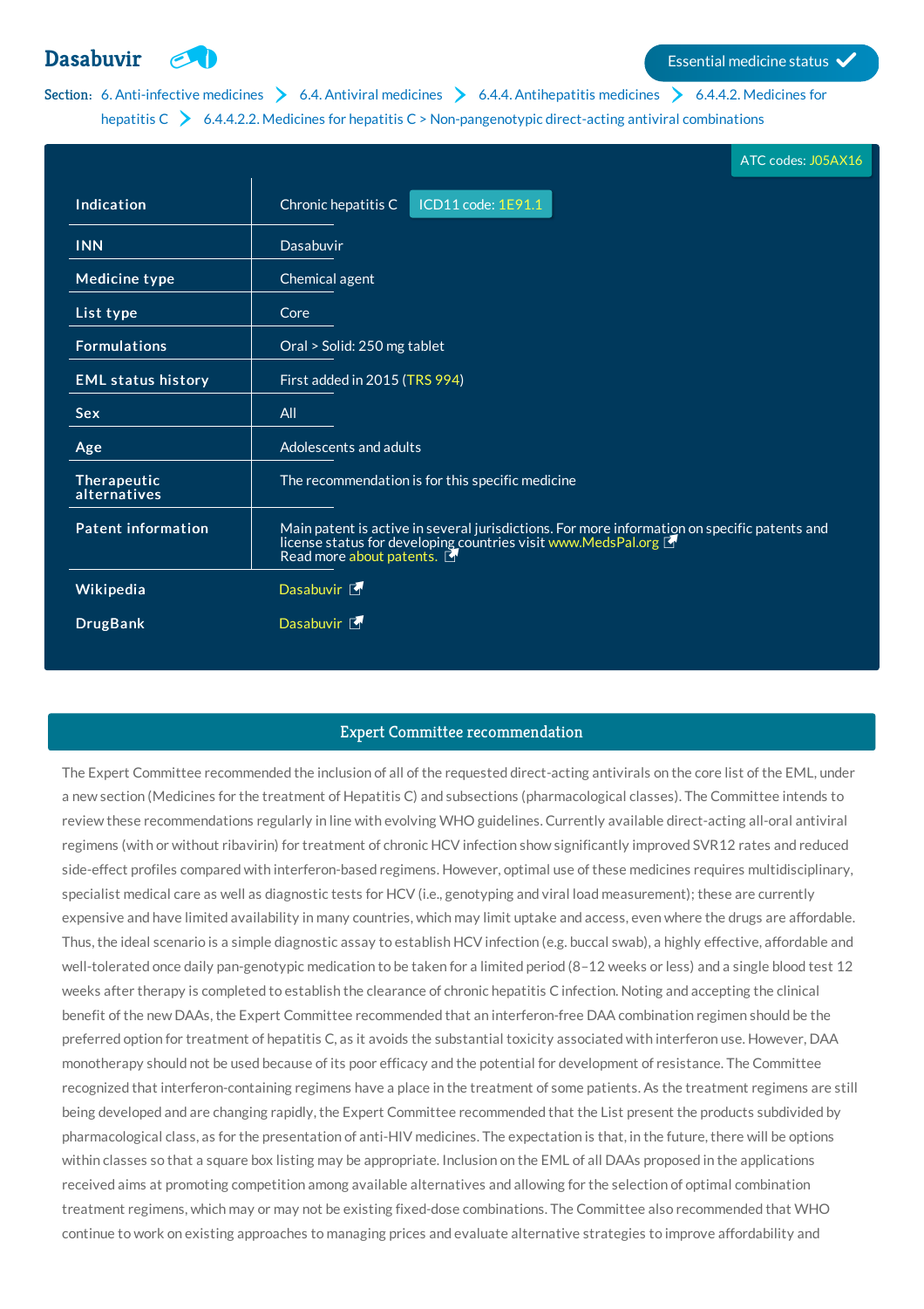# Dasabuvir

Essential medicine status ✓

**Section:** 6. Anti-infective medicines > 6.4. Antiviral medicines > 6.4.4. Antihepatitis medicines > 6.4.4.2. Medicines for hepatitis C > 6.4.4.2.2. Medicines for hepatitis C > Non-pangenotypic direct-acting antiviral combinations

ATC codes: J05AX16

| | |
|---|---|
| **Indication** | Chronic hepatitis C ICD11 code: 1E91.1 |
| **INN** | Dasabuvir |
| **Medicine type** | Chemical agent |
| **List type** | Core |
| **Formulations** | Oral > Solid: 250 mg tablet |
| **EML status history** | First added in 2015 (TRS 994) |
| **Sex** | All |
| **Age** | Adolescents and adults |
| **Therapeutic alternatives** | The recommendation is for this specific medicine |
| **Patent information** | Main patent is active in several jurisdictions. For more information on specific patents and license status for developing countries visit www.MedsPal.org Read more about patents. |
| **Wikipedia** | Dasabuvir |
| **DrugBank** | Dasabuvir |

## Expert Committee recommendation

The Expert Committee recommended the inclusion of all of the requested direct-acting antivirals on the core list of the EML, under a new section (Medicines for the treatment of Hepatitis C) and subsections (pharmacological classes). The Committee intends to review these recommendations regularly in line with evolving WHO guidelines. Currently available direct-acting all-oral antiviral regimens (with or without ribavirin) for treatment of chronic HCV infection show significantly improved SVR12 rates and reduced side-effect profiles compared with interferon-based regimens. However, optimal use of these medicines requires multidisciplinary, specialist medical care as well as diagnostic tests for HCV (i.e., genotyping and viral load measurement); these are currently expensive and have limited availability in many countries, which may limit uptake and access, even where the drugs are affordable. Thus, the ideal scenario is a simple diagnostic assay to establish HCV infection (e.g. buccal swab), a highly effective, affordable and well-tolerated once daily pan-genotypic medication to be taken for a limited period (8–12 weeks or less) and a single blood test 12 weeks after therapy is completed to establish the clearance of chronic hepatitis C infection. Noting and accepting the clinical benefit of the new DAAs, the Expert Committee recommended that an interferon-free DAA combination regimen should be the preferred option for treatment of hepatitis C, as it avoids the substantial toxicity associated with interferon use. However, DAA monotherapy should not be used because of its poor efficacy and the potential for development of resistance. The Committee recognized that interferon-containing regimens have a place in the treatment of some patients. As the treatment regimens are still being developed and are changing rapidly, the Expert Committee recommended that the List present the products subdivided by pharmacological class, as for the presentation of anti-HIV medicines. The expectation is that, in the future, there will be options within classes so that a square box listing may be appropriate. Inclusion on the EML of all DAAs proposed in the applications received aims at promoting competition among available alternatives and allowing for the selection of optimal combination treatment regimens, which may or may not be existing fixed-dose combinations. The Committee also recommended that WHO continue to work on existing approaches to managing prices and evaluate alternative strategies to improve affordability and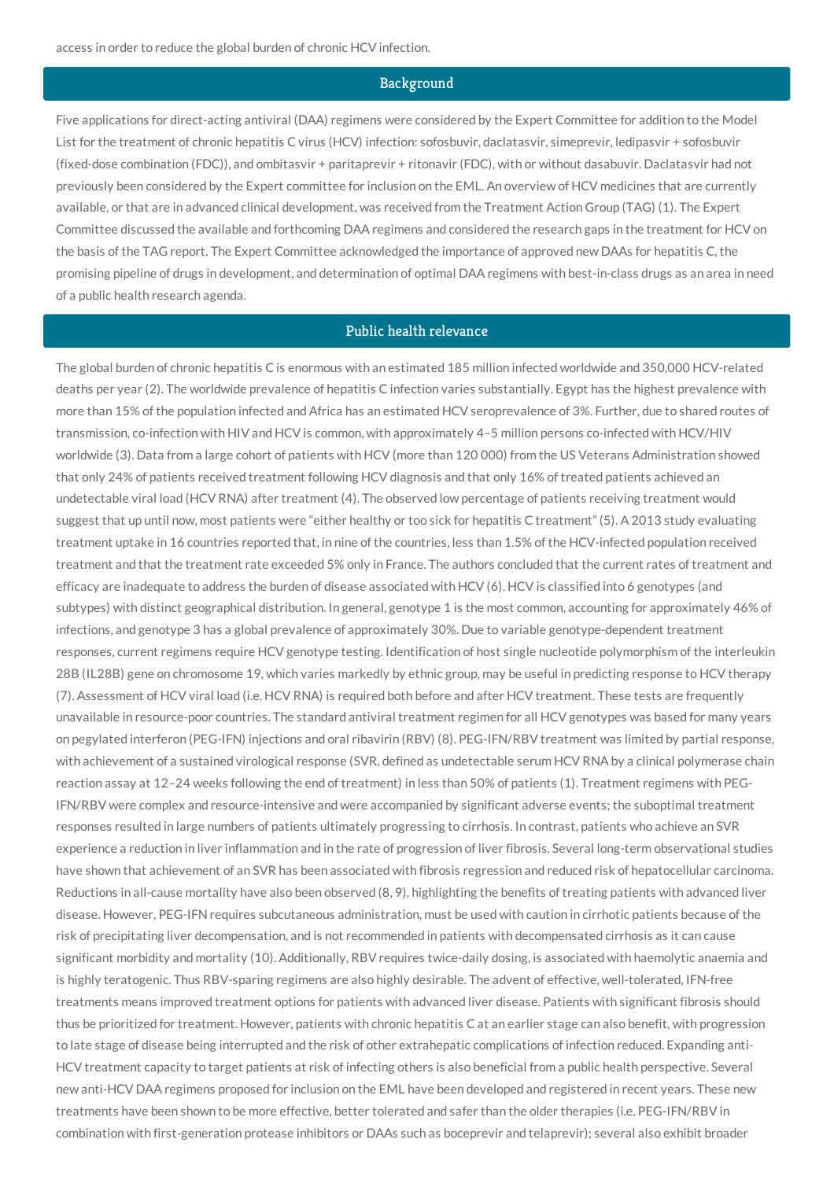access in order to reduce the global burden of chronic HCV infection.

## Background

Five applications for direct-acting antiviral (DAA) regimens were considered by the Expert Committee for addition to the Model List for the treatment of chronic hepatitis C virus (HCV) infection: sofosbuvir, daclatasvir, simeprevir, ledipasvir + sofosbuvir (fixed-dose combination (FDC)), and ombitasvir + paritaprevir + ritonavir (FDC), with or without dasabuvir. Daclatasvir had not previously been considered by the Expert committee for inclusion on the EML. An overview of HCV medicines that are currently available, or that are in advanced clinical development, was received from the Treatment Action Group (TAG) (1). The Expert Committee discussed the available and forthcoming DAA regimens and considered the research gaps in the treatment for HCV on the basis of the TAG report. The Expert Committee acknowledged the importance of approved new DAAs for hepatitis C, the promising pipeline of drugs in development, and determination of optimal DAA regimens with best-in-class drugs as an area in need of a public health research agenda.

## Public health relevance

The global burden of chronic hepatitis C is enormous with an estimated 185 million infected worldwide and 350,000 HCV-related deaths per year (2). The worldwide prevalence of hepatitis C infection varies substantially. Egypt has the highest prevalence with more than 15% of the population infected and Africa has an estimated HCV seroprevalence of 3%. Further, due to shared routes of transmission, co-infection with HIV and HCV is common, with approximately 4–5 million persons co-infected with HCV/HIV worldwide (3). Data from a large cohort of patients with HCV (more than 120 000) from the US Veterans Administration showed that only 24% of patients received treatment following HCV diagnosis and that only 16% of treated patients achieved an undetectable viral load (HCV RNA) after treatment (4). The observed low percentage of patients receiving treatment would suggest that up until now, most patients were "either healthy or too sick for hepatitis C treatment" (5). A 2013 study evaluating treatment uptake in 16 countries reported that, in nine of the countries, less than 1.5% of the HCV-infected population received treatment and that the treatment rate exceeded 5% only in France. The authors concluded that the current rates of treatment and efficacy are inadequate to address the burden of disease associated with HCV (6). HCV is classified into 6 genotypes (and subtypes) with distinct geographical distribution. In general, genotype 1 is the most common, accounting for approximately 46% of infections, and genotype 3 has a global prevalence of approximately 30%. Due to variable genotype-dependent treatment responses, current regimens require HCV genotype testing. Identification of host single nucleotide polymorphism of the interleukin 28B (IL28B) gene on chromosome 19, which varies markedly by ethnic group, may be useful in predicting response to HCV therapy (7). Assessment of HCV viral load (i.e. HCV RNA) is required both before and after HCV treatment. These tests are frequently unavailable in resource-poor countries. The standard antiviral treatment regimen for all HCV genotypes was based for many years on pegylated interferon (PEG-IFN) injections and oral ribavirin (RBV) (8). PEG-IFN/RBV treatment was limited by partial response, with achievement of a sustained virological response (SVR, defined as undetectable serum HCV RNA by a clinical polymerase chain reaction assay at 12–24 weeks following the end of treatment) in less than 50% of patients (1). Treatment regimens with PEG-IFN/RBV were complex and resource-intensive and were accompanied by significant adverse events; the suboptimal treatment responses resulted in large numbers of patients ultimately progressing to cirrhosis. In contrast, patients who achieve an SVR experience a reduction in liver inflammation and in the rate of progression of liver fibrosis. Several long-term observational studies have shown that achievement of an SVR has been associated with fibrosis regression and reduced risk of hepatocellular carcinoma. Reductions in all-cause mortality have also been observed (8, 9), highlighting the benefits of treating patients with advanced liver disease. However, PEG-IFN requires subcutaneous administration, must be used with caution in cirrhotic patients because of the risk of precipitating liver decompensation, and is not recommended in patients with decompensated cirrhosis as it can cause significant morbidity and mortality (10). Additionally, RBV requires twice-daily dosing, is associated with haemolytic anaemia and is highly teratogenic. Thus RBV-sparing regimens are also highly desirable. The advent of effective, well-tolerated, IFN-free treatments means improved treatment options for patients with advanced liver disease. Patients with significant fibrosis should thus be prioritized for treatment. However, patients with chronic hepatitis C at an earlier stage can also benefit, with progression to late stage of disease being interrupted and the risk of other extrahepatic complications of infection reduced. Expanding anti-HCV treatment capacity to target patients at risk of infecting others is also beneficial from a public health perspective. Several new anti-HCV DAA regimens proposed for inclusion on the EML have been developed and registered in recent years. These new treatments have been shown to be more effective, better tolerated and safer than the older therapies (i.e. PEG-IFN/RBV in combination with first-generation protease inhibitors or DAAs such as boceprevir and telaprevir); several also exhibit broader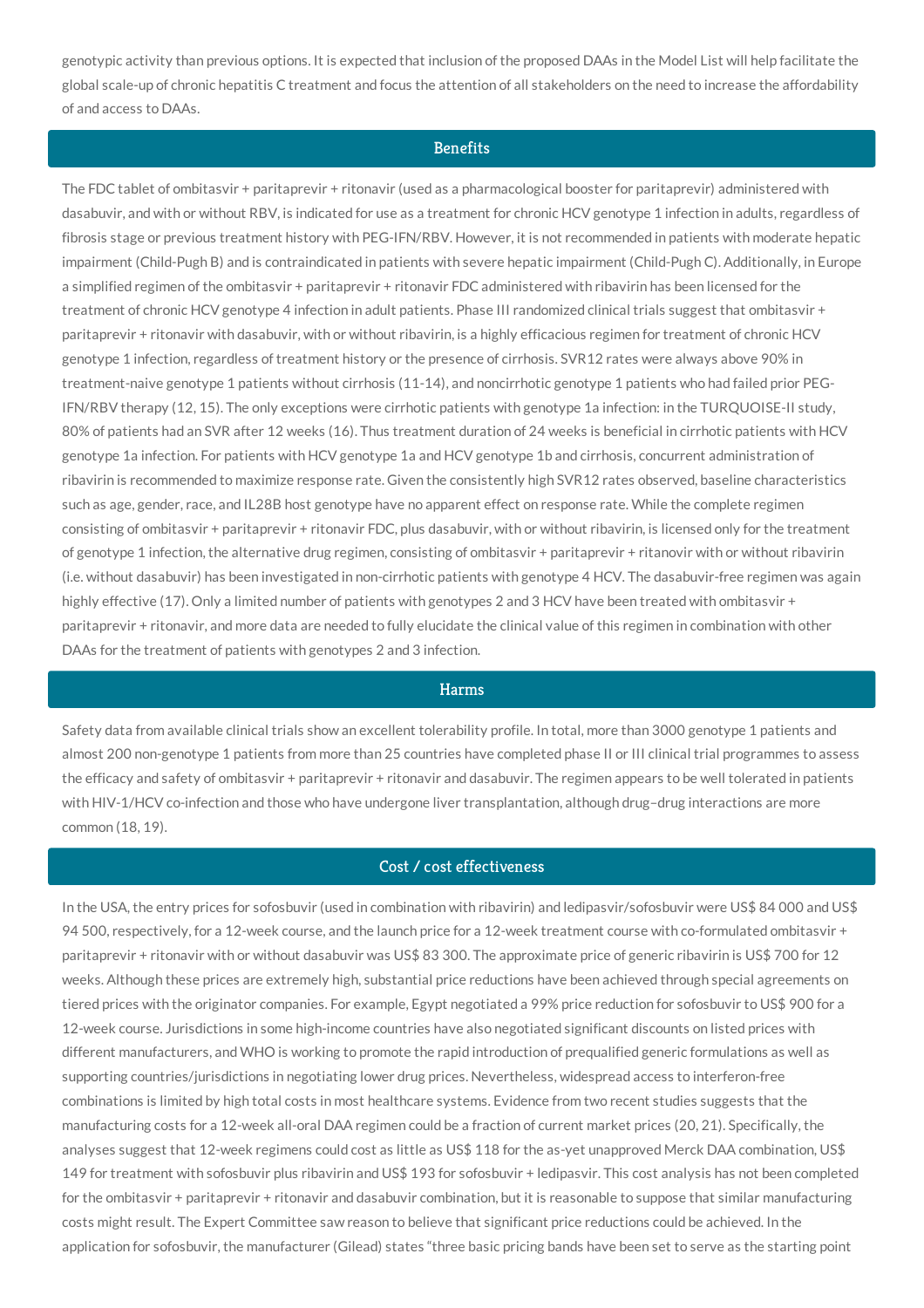genotypic activity than previous options. It is expected that inclusion of the proposed DAAs in the Model List will help facilitate the global scale-up of chronic hepatitis C treatment and focus the attention of all stakeholders on the need to increase the affordability of and access to DAAs.

## Benefits

The FDC tablet of ombitasvir + paritaprevir + ritonavir (used as a pharmacological booster for paritaprevir) administered with dasabuvir, and with or without RBV, is indicated for use as a treatment for chronic HCV genotype 1 infection in adults, regardless of fibrosis stage or previous treatment history with PEG-IFN/RBV. However, it is not recommended in patients with moderate hepatic impairment (Child-Pugh B) and is contraindicated in patients with severe hepatic impairment (Child-Pugh C). Additionally, in Europe a simplified regimen of the ombitasvir + paritaprevir + ritonavir FDC administered with ribavirin has been licensed for the treatment of chronic HCV genotype 4 infection in adult patients. Phase III randomized clinical trials suggest that ombitasvir + paritaprevir + ritonavir with dasabuvir, with or without ribavirin, is a highly efficacious regimen for treatment of chronic HCV genotype 1 infection, regardless of treatment history or the presence of cirrhosis. SVR12 rates were always above 90% in treatment-naive genotype 1 patients without cirrhosis (11-14), and noncirrhotic genotype 1 patients who had failed prior PEG-IFN/RBV therapy (12, 15). The only exceptions were cirrhotic patients with genotype 1a infection: in the TURQUOISE-II study, 80% of patients had an SVR after 12 weeks (16). Thus treatment duration of 24 weeks is beneficial in cirrhotic patients with HCV genotype 1a infection. For patients with HCV genotype 1a and HCV genotype 1b and cirrhosis, concurrent administration of ribavirin is recommended to maximize response rate. Given the consistently high SVR12 rates observed, baseline characteristics such as age, gender, race, and IL28B host genotype have no apparent effect on response rate. While the complete regimen consisting of ombitasvir + paritaprevir + ritonavir FDC, plus dasabuvir, with or without ribavirin, is licensed only for the treatment of genotype 1 infection, the alternative drug regimen, consisting of ombitasvir + paritaprevir + ritanovir with or without ribavirin (i.e. without dasabuvir) has been investigated in non-cirrhotic patients with genotype 4 HCV. The dasabuvir-free regimen was again highly effective (17). Only a limited number of patients with genotypes 2 and 3 HCV have been treated with ombitasvir + paritaprevir + ritonavir, and more data are needed to fully elucidate the clinical value of this regimen in combination with other DAAs for the treatment of patients with genotypes 2 and 3 infection.

## Harms

Safety data from available clinical trials show an excellent tolerability profile. In total, more than 3000 genotype 1 patients and almost 200 non-genotype 1 patients from more than 25 countries have completed phase II or III clinical trial programmes to assess the efficacy and safety of ombitasvir + paritaprevir + ritonavir and dasabuvir. The regimen appears to be well tolerated in patients with HIV-1/HCV co-infection and those who have undergone liver transplantation, although drug–drug interactions are more common (18, 19).

## Cost / cost effectiveness

In the USA, the entry prices for sofosbuvir (used in combination with ribavirin) and ledipasvir/sofosbuvir were US$ 84 000 and US$ 94 500, respectively, for a 12-week course, and the launch price for a 12-week treatment course with co-formulated ombitasvir + paritaprevir + ritonavir with or without dasabuvir was US$ 83 300. The approximate price of generic ribavirin is US$ 700 for 12 weeks. Although these prices are extremely high, substantial price reductions have been achieved through special agreements on tiered prices with the originator companies. For example, Egypt negotiated a 99% price reduction for sofosbuvir to US$ 900 for a 12-week course. Jurisdictions in some high-income countries have also negotiated significant discounts on listed prices with different manufacturers, and WHO is working to promote the rapid introduction of prequalified generic formulations as well as supporting countries/jurisdictions in negotiating lower drug prices. Nevertheless, widespread access to interferon-free combinations is limited by high total costs in most healthcare systems. Evidence from two recent studies suggests that the manufacturing costs for a 12-week all-oral DAA regimen could be a fraction of current market prices (20, 21). Specifically, the analyses suggest that 12-week regimens could cost as little as US$ 118 for the as-yet unapproved Merck DAA combination, US$ 149 for treatment with sofosbuvir plus ribavirin and US$ 193 for sofosbuvir + ledipasvir. This cost analysis has not been completed for the ombitasvir + paritaprevir + ritonavir and dasabuvir combination, but it is reasonable to suppose that similar manufacturing costs might result. The Expert Committee saw reason to believe that significant price reductions could be achieved. In the application for sofosbuvir, the manufacturer (Gilead) states "three basic pricing bands have been set to serve as the starting point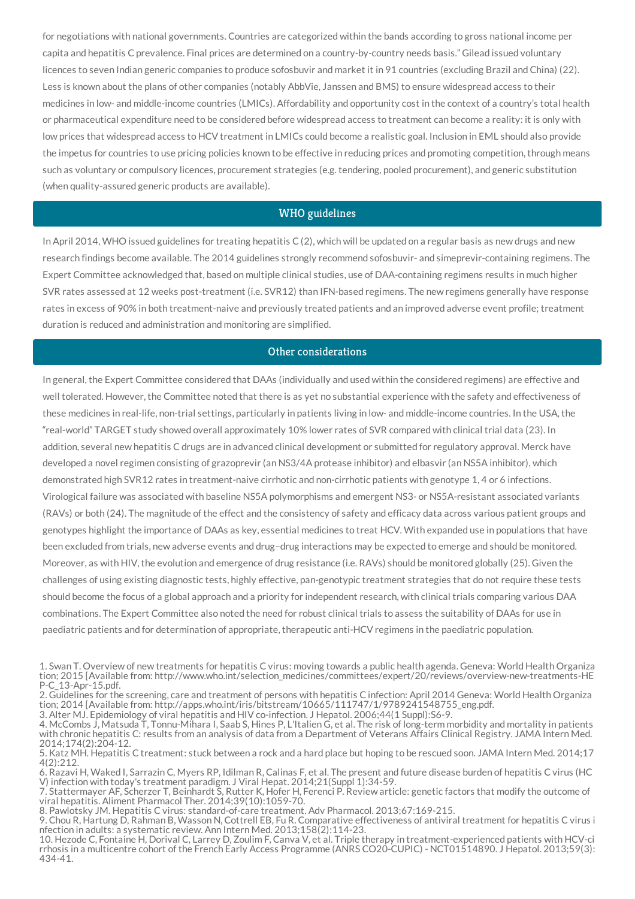for negotiations with national governments. Countries are categorized within the bands according to gross national income per capita and hepatitis C prevalence. Final prices are determined on a country-by-country needs basis." Gilead issued voluntary licences to seven Indian generic companies to produce sofosbuvir and market it in 91 countries (excluding Brazil and China) (22). Less is known about the plans of other companies (notably AbbVie, Janssen and BMS) to ensure widespread access to their medicines in low- and middle-income countries (LMICs). Affordability and opportunity cost in the context of a country's total health or pharmaceutical expenditure need to be considered before widespread access to treatment can become a reality: it is only with low prices that widespread access to HCV treatment in LMICs could become a realistic goal. Inclusion in EML should also provide the impetus for countries to use pricing policies known to be effective in reducing prices and promoting competition, through means such as voluntary or compulsory licences, procurement strategies (e.g. tendering, pooled procurement), and generic substitution (when quality-assured generic products are available).

## WHO guidelines

In April 2014, WHO issued guidelines for treating hepatitis C (2), which will be updated on a regular basis as new drugs and new research findings become available. The 2014 guidelines strongly recommend sofosbuvir- and simeprevir-containing regimens. The Expert Committee acknowledged that, based on multiple clinical studies, use of DAA-containing regimens results in much higher SVR rates assessed at 12 weeks post-treatment (i.e. SVR12) than IFN-based regimens. The new regimens generally have response rates in excess of 90% in both treatment-naive and previously treated patients and an improved adverse event profile; treatment duration is reduced and administration and monitoring are simplified.

## Other considerations

In general, the Expert Committee considered that DAAs (individually and used within the considered regimens) are effective and well tolerated. However, the Committee noted that there is as yet no substantial experience with the safety and effectiveness of these medicines in real-life, non-trial settings, particularly in patients living in low- and middle-income countries. In the USA, the "real-world" TARGET study showed overall approximately 10% lower rates of SVR compared with clinical trial data (23). In addition, several new hepatitis C drugs are in advanced clinical development or submitted for regulatory approval. Merck have developed a novel regimen consisting of grazoprevir (an NS3/4A protease inhibitor) and elbasvir (an NS5A inhibitor), which demonstrated high SVR12 rates in treatment-naive cirrhotic and non-cirrhotic patients with genotype 1, 4 or 6 infections. Virological failure was associated with baseline NS5A polymorphisms and emergent NS3- or NS5A-resistant associated variants (RAVs) or both (24). The magnitude of the effect and the consistency of safety and efficacy data across various patient groups and genotypes highlight the importance of DAAs as key, essential medicines to treat HCV. With expanded use in populations that have been excluded from trials, new adverse events and drug–drug interactions may be expected to emerge and should be monitored. Moreover, as with HIV, the evolution and emergence of drug resistance (i.e. RAVs) should be monitored globally (25). Given the challenges of using existing diagnostic tests, highly effective, pan-genotypic treatment strategies that do not require these tests should become the focus of a global approach and a priority for independent research, with clinical trials comparing various DAA combinations. The Expert Committee also noted the need for robust clinical trials to assess the suitability of DAAs for use in paediatric patients and for determination of appropriate, therapeutic anti-HCV regimens in the paediatric population.

1. Swan T. Overview of new treatments for hepatitis C virus: moving towards a public health agenda. Geneva: World Health Organization; 2015 [Available from: http://www.who.int/selection_medicines/committees/expert/20/reviews/overview-new-treatments-HEP-C_13-Apr-15.pdf.
2. Guidelines for the screening, care and treatment of persons with hepatitis C infection: April 2014 Geneva: World Health Organization; 2014 [Available from: http://apps.who.int/iris/bitstream/10665/111747/1/9789241548755_eng.pdf.
3. Alter MJ. Epidemiology of viral hepatitis and HIV co-infection. J Hepatol. 2006;44(1 Suppl):S6-9.
4. McCombs J, Matsuda T, Tonnu-Mihara I, Saab S, Hines P, L'Italien G, et al. The risk of long-term morbidity and mortality in patients with chronic hepatitis C: results from an analysis of data from a Department of Veterans Affairs Clinical Registry. JAMA Intern Med. 2014;174(2):204-12.
5. Katz MH. Hepatitis C treatment: stuck between a rock and a hard place but hoping to be rescued soon. JAMA Intern Med. 2014;174(2):212.
6. Razavi H, Waked I, Sarrazin C, Myers RP, Idilman R, Calinas F, et al. The present and future disease burden of hepatitis C virus (HCV) infection with today's treatment paradigm. J Viral Hepat. 2014;21(Suppl 1):34-59.
7. Stattermayer AF, Scherzer T, Beinhardt S, Rutter K, Hofer H, Ferenci P. Review article: genetic factors that modify the outcome of viral hepatitis. Aliment Pharmacol Ther. 2014;39(10):1059-70.
8. Pawlotsky JM. Hepatitis C virus: standard-of-care treatment. Adv Pharmacol. 2013;67:169-215.
9. Chou R, Hartung D, Rahman B, Wasson N, Cottrell EB, Fu R. Comparative effectiveness of antiviral treatment for hepatitis C virus infection in adults: a systematic review. Ann Intern Med. 2013;158(2):114-23.
10. Hezode C, Fontaine H, Dorival C, Larrey D, Zoulim F, Canva V, et al. Triple therapy in treatment-experienced patients with HCV-cirrhosis in a multicentre cohort of the French Early Access Programme (ANRS CO20-CUPIC) - NCT01514890. J Hepatol. 2013;59(3):434-41.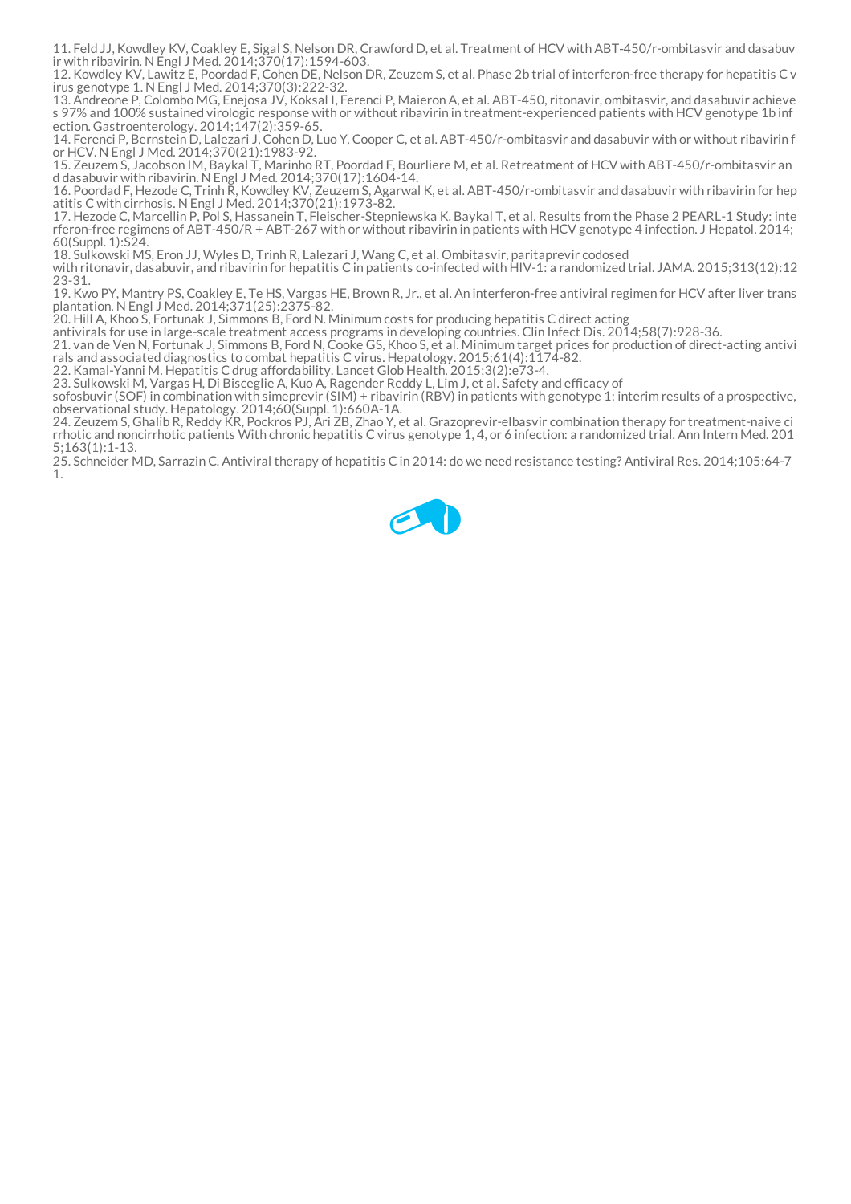11. Feld JJ, Kowdley KV, Coakley E, Sigal S, Nelson DR, Crawford D, et al. Treatment of HCV with ABT-450/r-ombitasvir and dasabuvir with ribavirin. N Engl J Med. 2014;370(17):1594-603.
12. Kowdley KV, Lawitz E, Poordad F, Cohen DE, Nelson DR, Zeuzem S, et al. Phase 2b trial of interferon-free therapy for hepatitis C virus genotype 1. N Engl J Med. 2014;370(3):222-32.
13. Andreone P, Colombo MG, Enejosa JV, Koksal I, Ferenci P, Maieron A, et al. ABT-450, ritonavir, ombitasvir, and dasabuvir achieves 97% and 100% sustained virologic response with or without ribavirin in treatment-experienced patients with HCV genotype 1b infection. Gastroenterology. 2014;147(2):359-65.
14. Ferenci P, Bernstein D, Lalezari J, Cohen D, Luo Y, Cooper C, et al. ABT-450/r-ombitasvir and dasabuvir with or without ribavirin for HCV. N Engl J Med. 2014;370(21):1983-92.
15. Zeuzem S, Jacobson IM, Baykal T, Marinho RT, Poordad F, Bourliere M, et al. Retreatment of HCV with ABT-450/r-ombitasvir and dasabuvir with ribavirin. N Engl J Med. 2014;370(17):1604-14.
16. Poordad F, Hezode C, Trinh R, Kowdley KV, Zeuzem S, Agarwal K, et al. ABT-450/r-ombitasvir and dasabuvir with ribavirin for hepatitis C with cirrhosis. N Engl J Med. 2014;370(21):1973-82.
17. Hezode C, Marcellin P, Pol S, Hassanein T, Fleischer-Stepniewska K, Baykal T, et al. Results from the Phase 2 PEARL-1 Study: interferon-free regimens of ABT-450/R + ABT-267 with or without ribavirin in patients with HCV genotype 4 infection. J Hepatol. 2014;60(Suppl. 1):S24.
18. Sulkowski MS, Eron JJ, Wyles D, Trinh R, Lalezari J, Wang C, et al. Ombitasvir, paritaprevir codosed with ritonavir, dasabuvir, and ribavirin for hepatitis C in patients co-infected with HIV-1: a randomized trial. JAMA. 2015;313(12):1223-31.
19. Kwo PY, Mantry PS, Coakley E, Te HS, Vargas HE, Brown R, Jr., et al. An interferon-free antiviral regimen for HCV after liver transplantation. N Engl J Med. 2014;371(25):2375-82.
20. Hill A, Khoo S, Fortunak J, Simmons B, Ford N. Minimum costs for producing hepatitis C direct acting antivirals for use in large-scale treatment access programs in developing countries. Clin Infect Dis. 2014;58(7):928-36.
21. van de Ven N, Fortunak J, Simmons B, Ford N, Cooke GS, Khoo S, et al. Minimum target prices for production of direct-acting antivirals and associated diagnostics to combat hepatitis C virus. Hepatology. 2015;61(4):1174-82.
22. Kamal-Yanni M. Hepatitis C drug affordability. Lancet Glob Health. 2015;3(2):e73-4.
23. Sulkowski M, Vargas H, Di Bisceglie A, Kuo A, Ragender Reddy L, Lim J, et al. Safety and efficacy of sofosbuvir (SOF) in combination with simeprevir (SIM) + ribavirin (RBV) in patients with genotype 1: interim results of a prospective, observational study. Hepatology. 2014;60(Suppl. 1):660A-1A.
24. Zeuzem S, Ghalib R, Reddy KR, Pockros PJ, Ari ZB, Zhao Y, et al. Grazoprevir-elbasvir combination therapy for treatment-naive cirrhotic and noncirrhotic patients With chronic hepatitis C virus genotype 1, 4, or 6 infection: a randomized trial. Ann Intern Med. 2015;163(1):1-13.
25. Schneider MD, Sarrazin C. Antiviral therapy of hepatitis C in 2014: do we need resistance testing? Antiviral Res. 2014;105:64-71.